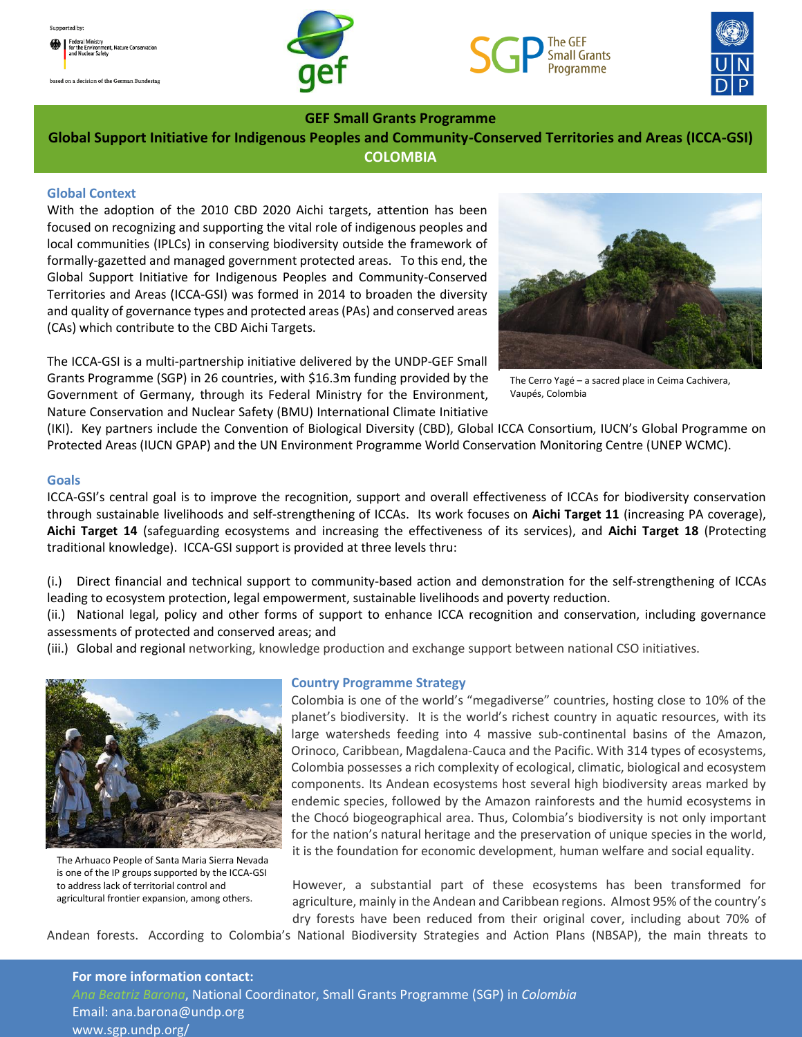Supported by:

Federal Ministry for the Environment, Nature Conservation and Nuclear Safety

based on a decision of the German Bundestag

# GEF Small Grants Programme

## Global Support Initiative for Indigenous Peoples and Community-Conserved Territories and Areas (ICCA-GSI)

## COLOMBIA

### Global Context

With the adoption of the 2010 CBD 2020 Aichi targets, attention has been focused on recognizing and supporting the vital role of indigenous peoples and local communities (IPLCs) in conserving biodiversity outside the framework of formally-gazetted and managed government protected areas. To this end, the Global Support Initiative for Indigenous Peoples and Community-Conserved Territories and Areas (ICCA-GSI) was formed in 2014 to broaden the diversity and quality of governance types and protected areas (PAs) and conserved areas (CAs) which contribute to the CBD Aichi Targets.

The Cerro Yagé – a sacred place in Ceima Cachivera, Vaupés, Colombia

The ICCA-GSI is a multi-partnership initiative delivered by the UNDP-GEF Small Grants Programme (SGP) in 26 countries, with $16.3m funding provided by the Government of Germany, through its Federal Ministry for the Environment, Nature Conservation and Nuclear Safety (BMU) International Climate Initiative (IKI). Key partners include the Convention of Biological Diversity (CBD), Global ICCA Consortium, IUCN's Global Programme on Protected Areas (IUCN GPAP) and the UN Environment Programme World Conservation Monitoring Centre (UNEP WCMC).

### Goals

ICCA-GSI's central goal is to improve the recognition, support and overall effectiveness of ICCAs for biodiversity conservation through sustainable livelihoods and self-strengthening of ICCAs. Its work focuses on **Aichi Target 11** (increasing PA coverage), **Aichi Target 14** (safeguarding ecosystems and increasing the effectiveness of its services), and **Aichi Target 18** (Protecting traditional knowledge). ICCA-GSI support is provided at three levels thru:

(i.) Direct financial and technical support to community-based action and demonstration for the self-strengthening of ICCAs leading to ecosystem protection, legal empowerment, sustainable livelihoods and poverty reduction.

(ii.) National legal, policy and other forms of support to enhance ICCA recognition and conservation, including governance assessments of protected and conserved areas; and

(iii.) Global and regional networking, knowledge production and exchange support between national CSO initiatives.

### Country Programme Strategy

The Arhuaco People of Santa Maria Sierra Nevada is one of the IP groups supported by the ICCA-GSI to address lack of territorial control and agricultural frontier expansion, among others.

Colombia is one of the world's "megadiverse" countries, hosting close to 10% of the planet's biodiversity. It is the world's richest country in aquatic resources, with its large watersheds feeding into 4 massive sub-continental basins of the Amazon, Orinoco, Caribbean, Magdalena-Cauca and the Pacific. With 314 types of ecosystems, Colombia possesses a rich complexity of ecological, climatic, biological and ecosystem components. Its Andean ecosystems host several high biodiversity areas marked by endemic species, followed by the Amazon rainforests and the humid ecosystems in the Chocó biogeographical area. Thus, Colombia's biodiversity is not only important for the nation's natural heritage and the preservation of unique species in the world, it is the foundation for economic development, human welfare and social equality.

However, a substantial part of these ecosystems has been transformed for agriculture, mainly in the Andean and Caribbean regions. Almost 95% of the country's dry forests have been reduced from their original cover, including about 70% of Andean forests. According to Colombia's National Biodiversity Strategies and Action Plans (NBSAP), the main threats to

**For more information contact:**

*Ana Beatriz Barona*, National Coordinator, Small Grants Programme (SGP) in *Colombia*

Email: ana.barona@undp.org

www.sgp.undp.org/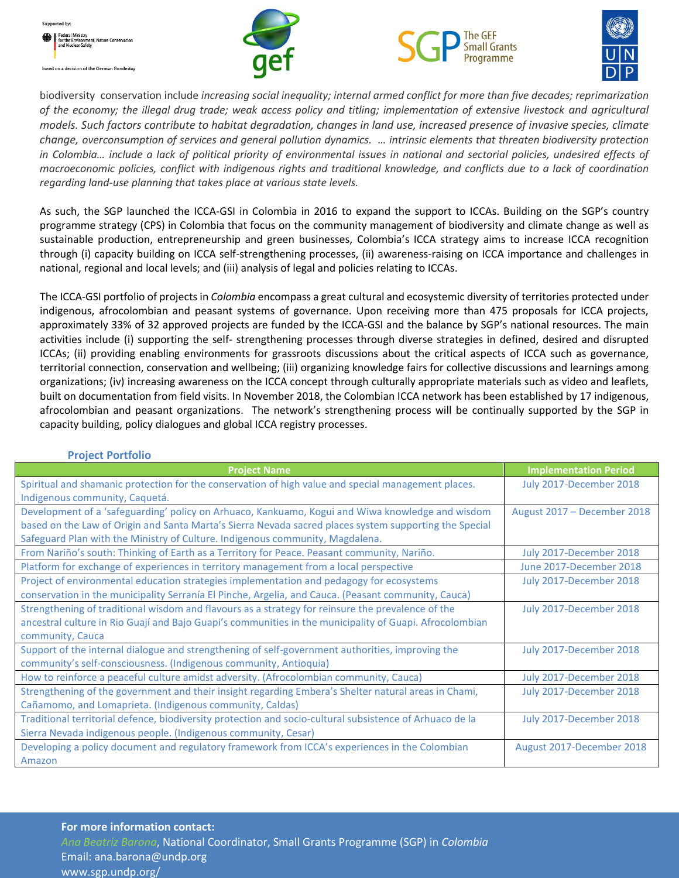biodiversity conservation include *increasing social inequality; internal armed conflict for more than five decades; reprimarization of the economy; the illegal drug trade; weak access policy and titling; implementation of extensive livestock and agricultural models. Such factors contribute to habitat degradation, changes in land use, increased presence of invasive species, climate change, overconsumption of services and general pollution dynamics. … intrinsic elements that threaten biodiversity protection in Colombia… include a lack of political priority of environmental issues in national and sectorial policies, undesired effects of macroeconomic policies, conflict with indigenous rights and traditional knowledge, and conflicts due to a lack of coordination regarding land-use planning that takes place at various state levels.*

As such, the SGP launched the ICCA-GSI in Colombia in 2016 to expand the support to ICCAs. Building on the SGP's country programme strategy (CPS) in Colombia that focus on the community management of biodiversity and climate change as well as sustainable production, entrepreneurship and green businesses, Colombia's ICCA strategy aims to increase ICCA recognition through (i) capacity building on ICCA self-strengthening processes, (ii) awareness-raising on ICCA importance and challenges in national, regional and local levels; and (iii) analysis of legal and policies relating to ICCAs.

The ICCA-GSI portfolio of projects in *Colombia* encompass a great cultural and ecosystemic diversity of territories protected under indigenous, afrocolombian and peasant systems of governance. Upon receiving more than 475 proposals for ICCA projects, approximately 33% of 32 approved projects are funded by the ICCA-GSI and the balance by SGP's national resources. The main activities include (i) supporting the self- strengthening processes through diverse strategies in defined, desired and disrupted ICCAs; (ii) providing enabling environments for grassroots discussions about the critical aspects of ICCA such as governance, territorial connection, conservation and wellbeing; (iii) organizing knowledge fairs for collective discussions and learnings among organizations; (iv) increasing awareness on the ICCA concept through culturally appropriate materials such as video and leaflets, built on documentation from field visits. In November 2018, the Colombian ICCA network has been established by 17 indigenous, afrocolombian and peasant organizations. The network's strengthening process will be continually supported by the SGP in capacity building, policy dialogues and global ICCA registry processes.

### Project Portfolio

| Project Name | Implementation Period |
|---|---|
| Spiritual and shamanic protection for the conservation of high value and special management places. Indigenous community, Caquetá. | July 2017-December 2018 |
| Development of a 'safeguarding' policy on Arhuaco, Kankuamo, Kogui and Wiwa knowledge and wisdom based on the Law of Origin and Santa Marta's Sierra Nevada sacred places system supporting the Special Safeguard Plan with the Ministry of Culture. Indigenous community, Magdalena. | August 2017 – December 2018 |
| From Nariño's south: Thinking of Earth as a Territory for Peace. Peasant community, Nariño. | July 2017-December 2018 |
| Platform for exchange of experiences in territory management from a local perspective | June 2017-December 2018 |
| Project of environmental education strategies implementation and pedagogy for ecosystems conservation in the municipality Serranía El Pinche, Argelia, and Cauca. (Peasant community, Cauca) | July 2017-December 2018 |
| Strengthening of traditional wisdom and flavours as a strategy for reinsure the prevalence of the ancestral culture in Rio Guají and Bajo Guapi's communities in the municipality of Guapi. Afrocolombian community, Cauca | July 2017-December 2018 |
| Support of the internal dialogue and strengthening of self-government authorities, improving the community's self-consciousness. (Indigenous community, Antioquia) | July 2017-December 2018 |
| How to reinforce a peaceful culture amidst adversity. (Afrocolombian community, Cauca) | July 2017-December 2018 |
| Strengthening of the government and their insight regarding Embera's Shelter natural areas in Chami, Cañamomo, and Lomaprieta. (Indigenous community, Caldas) | July 2017-December 2018 |
| Traditional territorial defence, biodiversity protection and socio-cultural subsistence of Arhuaco de la Sierra Nevada indigenous people. (Indigenous community, Cesar) | July 2017-December 2018 |
| Developing a policy document and regulatory framework from ICCA's experiences in the Colombian Amazon | August 2017-December 2018 |

**For more information contact:**
*Ana Beatriz Barona*, National Coordinator, Small Grants Programme (SGP) in *Colombia*
Email: ana.barona@undp.org
www.sgp.undp.org/